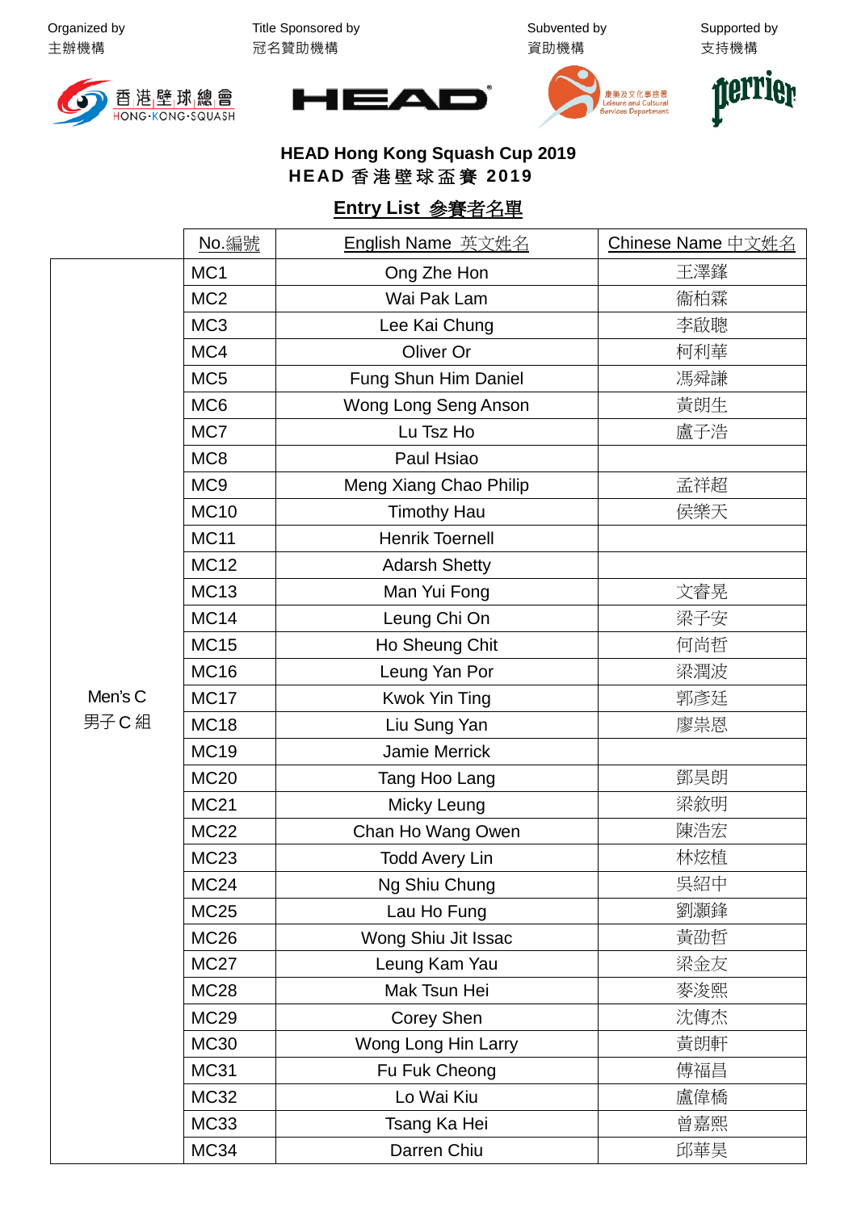Organized by 主辦機構

Title Sponsored by 冠名贊助機構

Subvented by 資助機構

Supported by 支持機構

**HEAD Hong Kong Squash Cup 2019**

**HEAD 香港壁球盃賽 2019**

**Entry List 參賽者名單**

| | No.編號 | English Name 英文姓名 | Chinese Name 中文姓名 |
|---|---|---|---|
| Men's C 男子 C 組 | MC1 | Ong Zhe Hon | 王澤鋒 |
| | MC2 | Wai Pak Lam | 衛柏霖 |
| | MC3 | Lee Kai Chung | 李啟聰 |
| | MC4 | Oliver Or | 柯利華 |
| | MC5 | Fung Shun Him Daniel | 馮舜謙 |
| | MC6 | Wong Long Seng Anson | 黃朗生 |
| | MC7 | Lu Tsz Ho | 盧子浩 |
| | MC8 | Paul Hsiao | |
| | MC9 | Meng Xiang Chao Philip | 孟祥超 |
| | MC10 | Timothy Hau | 侯樂天 |
| | MC11 | Henrik Toernell | |
| | MC12 | Adarsh Shetty | |
| | MC13 | Man Yui Fong | 文睿晃 |
| | MC14 | Leung Chi On | 梁子安 |
| | MC15 | Ho Sheung Chit | 何尚哲 |
| | MC16 | Leung Yan Por | 梁潤波 |
| | MC17 | Kwok Yin Ting | 郭彥廷 |
| | MC18 | Liu Sung Yan | 廖祟恩 |
| | MC19 | Jamie Merrick | |
| | MC20 | Tang Hoo Lang | 鄧昊朗 |
| | MC21 | Micky Leung | 梁敘明 |
| | MC22 | Chan Ho Wang Owen | 陳浩宏 |
| | MC23 | Todd Avery Lin | 林炫植 |
| | MC24 | Ng Shiu Chung | 吳紹中 |
| | MC25 | Lau Ho Fung | 劉灝鋒 |
| | MC26 | Wong Shiu Jit Issac | 黃劭哲 |
| | MC27 | Leung Kam Yau | 梁金友 |
| | MC28 | Mak Tsun Hei | 麥浚熙 |
| | MC29 | Corey Shen | 沈傳杰 |
| | MC30 | Wong Long Hin Larry | 黃朗軒 |
| | MC31 | Fu Fuk Cheong | 傅福昌 |
| | MC32 | Lo Wai Kiu | 盧偉橋 |
| | MC33 | Tsang Ka Hei | 曾嘉熙 |
| | MC34 | Darren Chiu | 邱華昊 |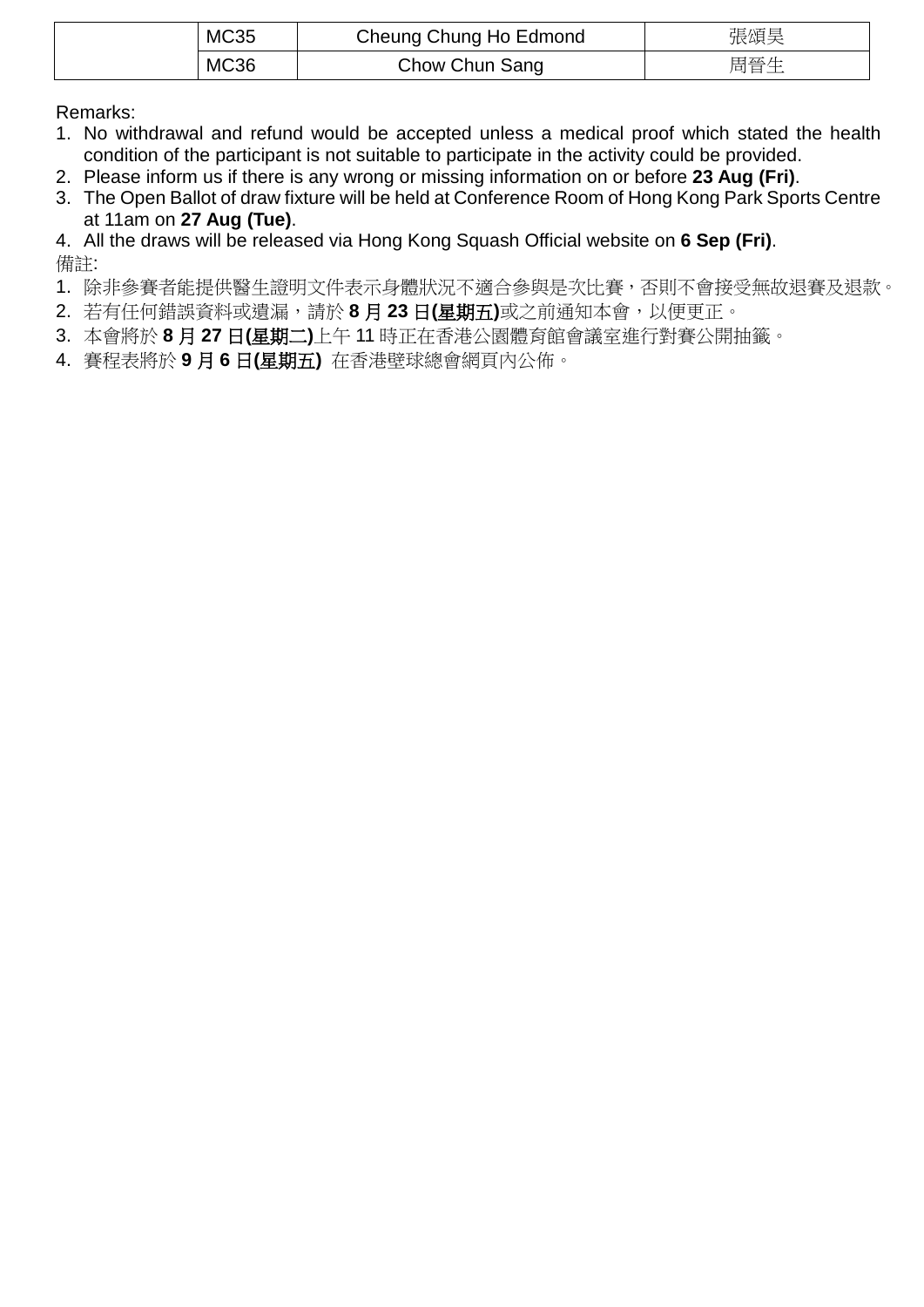| | | | |
|---|---|---|---|
| | MC35 | Cheung Chung Ho Edmond | 張頌昊 |
| | MC36 | Chow Chun Sang | 周晉生 |

Remarks:

1. No withdrawal and refund would be accepted unless a medical proof which stated the health condition of the participant is not suitable to participate in the activity could be provided.
2. Please inform us if there is any wrong or missing information on or before **23 Aug (Fri)**.
3. The Open Ballot of draw fixture will be held at Conference Room of Hong Kong Park Sports Centre at 11am on **27 Aug (Tue)**.
4. All the draws will be released via Hong Kong Squash Official website on **6 Sep (Fri)**.

備註:

1. 除非參賽者能提供醫生證明文件表示身體狀況不適合參與是次比賽，否則不會接受無故退賽及退款。
2. 若有任何錯誤資料或遺漏，請於 **8** 月 **23** 日**(星期五)**或之前通知本會，以便更正。
3. 本會將於 **8** 月 **27** 日**(星期二)**上午 11 時正在香港公園體育館會議室進行對賽公開抽籤。
4. 賽程表將於 **9** 月 **6** 日**(星期五)** 在香港壁球總會網頁內公佈。